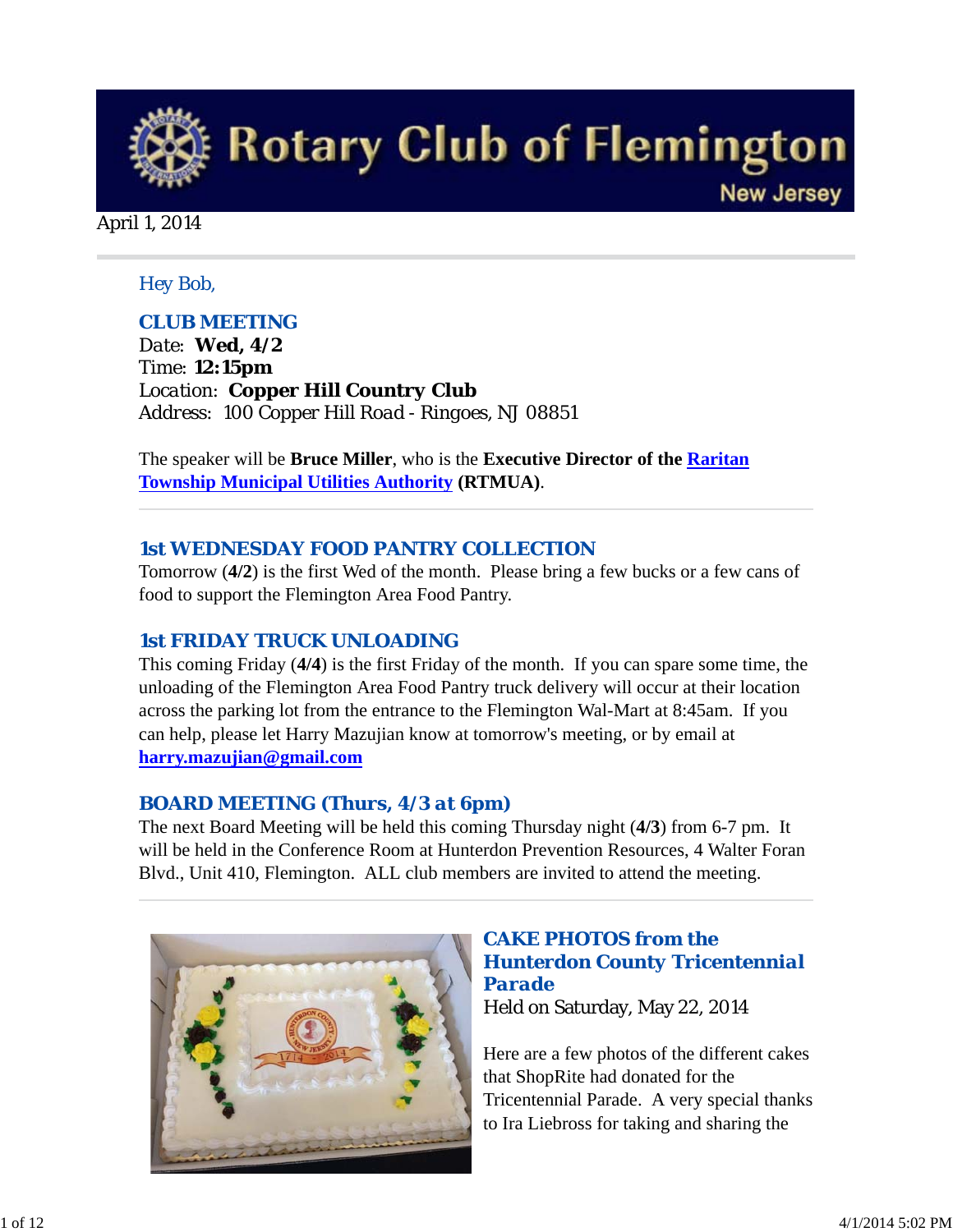# Rotary Club of Flemington
New Jersey

April 1, 2014

Hey Bob,

## CLUB MEETING

Date: **Wed, 4/2**
Time: **12:15pm**
Location: **Copper Hill Country Club**
Address: 100 Copper Hill Road - Ringoes, NJ 08851

The speaker will be **Bruce Miller**, who is the **Executive Director of the Raritan Township Municipal Utilities Authority (RTMUA)**.

---

## 1st WEDNESDAY FOOD PANTRY COLLECTION

Tomorrow (**4/2**) is the first Wed of the month. Please bring a few bucks or a few cans of food to support the Flemington Area Food Pantry.

## 1st FRIDAY TRUCK UNLOADING

This coming Friday (**4/4**) is the first Friday of the month. If you can spare some time, the unloading of the Flemington Area Food Pantry truck delivery will occur at their location across the parking lot from the entrance to the Flemington Wal-Mart at 8:45am. If you can help, please let Harry Mazujian know at tomorrow's meeting, or by email at **harry.mazujian@gmail.com**

## BOARD MEETING (Thurs, 4/3 at 6pm)

The next Board Meeting will be held this coming Thursday night (**4/3**) from 6-7 pm. It will be held in the Conference Room at Hunterdon Prevention Resources, 4 Walter Foran Blvd., Unit 410, Flemington. ALL club members are invited to attend the meeting.

---

## CAKE PHOTOS from the Hunterdon County Tricentennial Parade

Held on Saturday, May 22, 2014

Here are a few photos of the different cakes that ShopRite had donated for the Tricentennial Parade. A very special thanks to Ira Liebross for taking and sharing the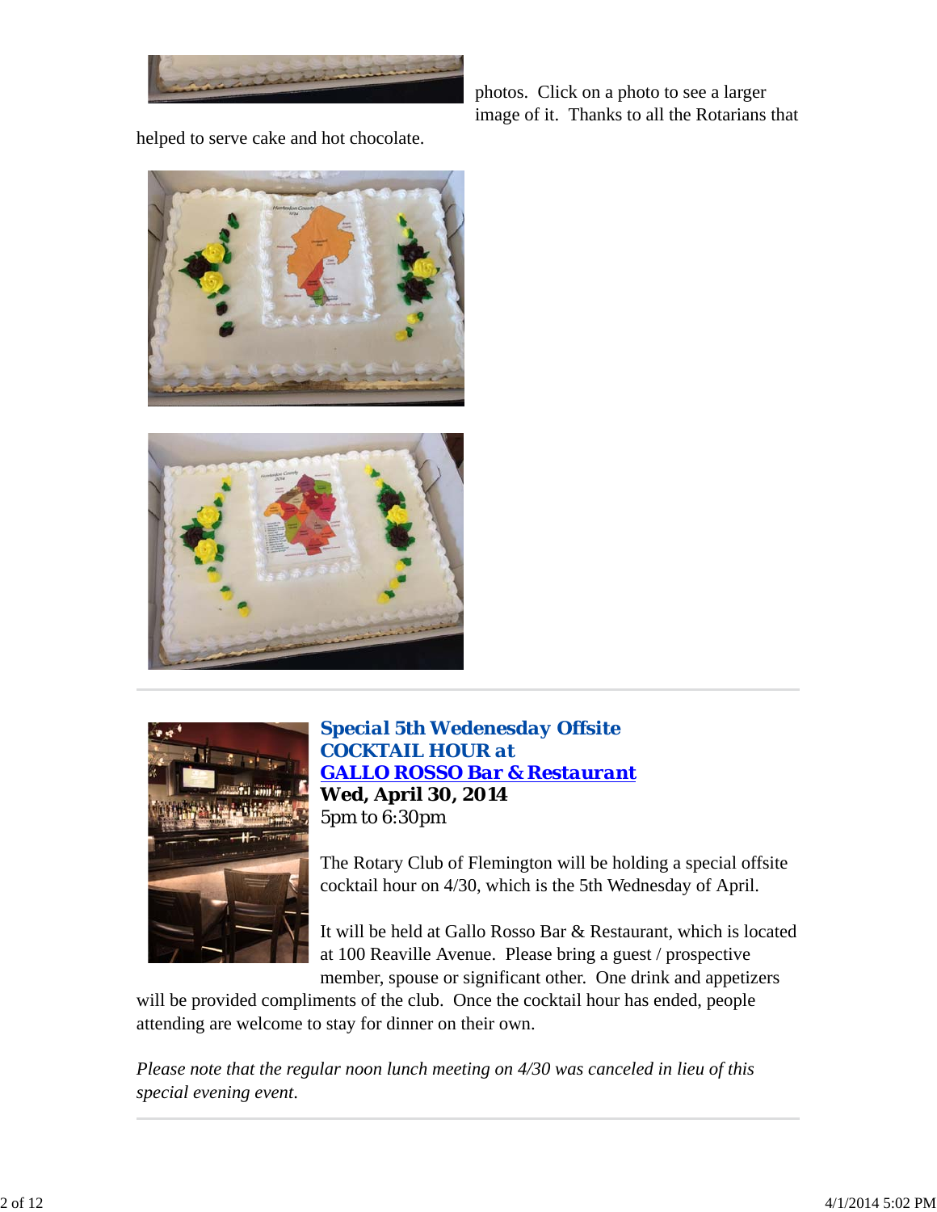photos. Click on a photo to see a larger image of it. Thanks to all the Rotarians that helped to serve cake and hot chocolate.

---

### ***Special 5th Wedenesday Offsite COCKTAIL HOUR at GALLO ROSSO Bar & Restaurant***

**Wed, April 30, 2014**
5pm to 6:30pm

The Rotary Club of Flemington will be holding a special offsite cocktail hour on 4/30, which is the 5th Wednesday of April.

It will be held at Gallo Rosso Bar & Restaurant, which is located at 100 Reaville Avenue. Please bring a guest / prospective member, spouse or significant other. One drink and appetizers will be provided compliments of the club. Once the cocktail hour has ended, people attending are welcome to stay for dinner on their own.

*Please note that the regular noon lunch meeting on 4/30 was canceled in lieu of this special evening event.*

---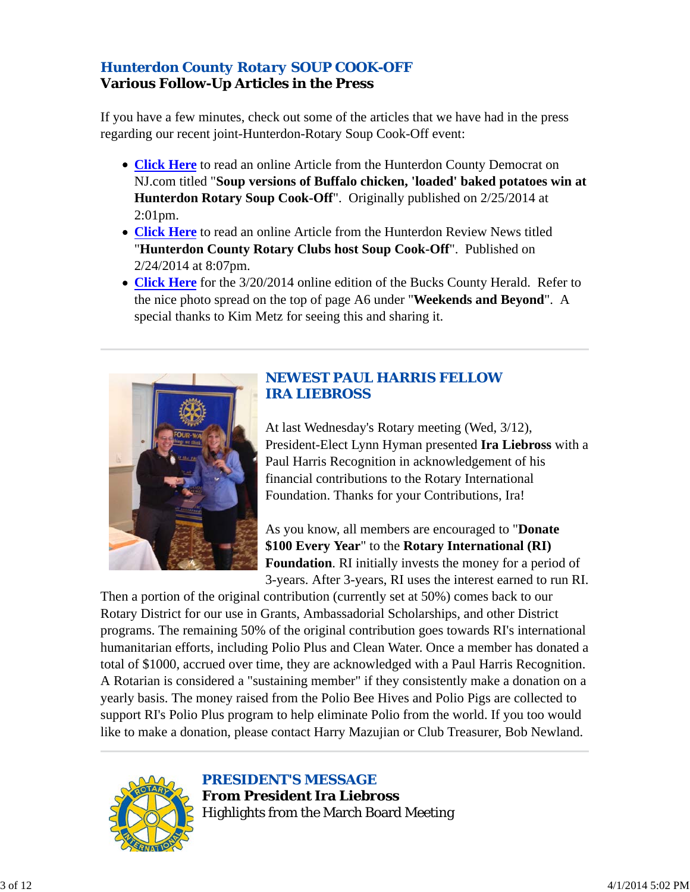## Hunterdon County Rotary SOUP COOK-OFF

**Various Follow-Up Articles in the Press**

If you have a few minutes, check out some of the articles that we have had in the press regarding our recent joint-Hunterdon-Rotary Soup Cook-Off event:

- **Click Here** to read an online Article from the Hunterdon County Democrat on NJ.com titled "**Soup versions of Buffalo chicken, 'loaded' baked potatoes win at Hunterdon Rotary Soup Cook-Off**". Originally published on 2/25/2014 at 2:01pm.
- **Click Here** to read an online Article from the Hunterdon Review News titled "**Hunterdon County Rotary Clubs host Soup Cook-Off**". Published on 2/24/2014 at 8:07pm.
- **Click Here** for the 3/20/2014 online edition of the Bucks County Herald. Refer to the nice photo spread on the top of page A6 under "**Weekends and Beyond**". A special thanks to Kim Metz for seeing this and sharing it.

---

## NEWEST PAUL HARRIS FELLOW IRA LIEBROSS

At last Wednesday's Rotary meeting (Wed, 3/12), President-Elect Lynn Hyman presented **Ira Liebross** with a Paul Harris Recognition in acknowledgement of his financial contributions to the Rotary International Foundation. Thanks for your Contributions, Ira!

As you know, all members are encouraged to "**Donate $100 Every Year**" to the **Rotary International (RI) Foundation**. RI initially invests the money for a period of 3-years. After 3-years, RI uses the interest earned to run RI. Then a portion of the original contribution (currently set at 50%) comes back to our Rotary District for our use in Grants, Ambassadorial Scholarships, and other District programs. The remaining 50% of the original contribution goes towards RI's international humanitarian efforts, including Polio Plus and Clean Water. Once a member has donated a total of $1000, accrued over time, they are acknowledged with a Paul Harris Recognition. A Rotarian is considered a "sustaining member" if they consistently make a donation on a yearly basis. The money raised from the Polio Bee Hives and Polio Pigs are collected to support RI's Polio Plus program to help eliminate Polio from the world. If you too would like to make a donation, please contact Harry Mazujian or Club Treasurer, Bob Newland.

---

## PRESIDENT'S MESSAGE

**From President Ira Liebross**

Highlights from the March Board Meeting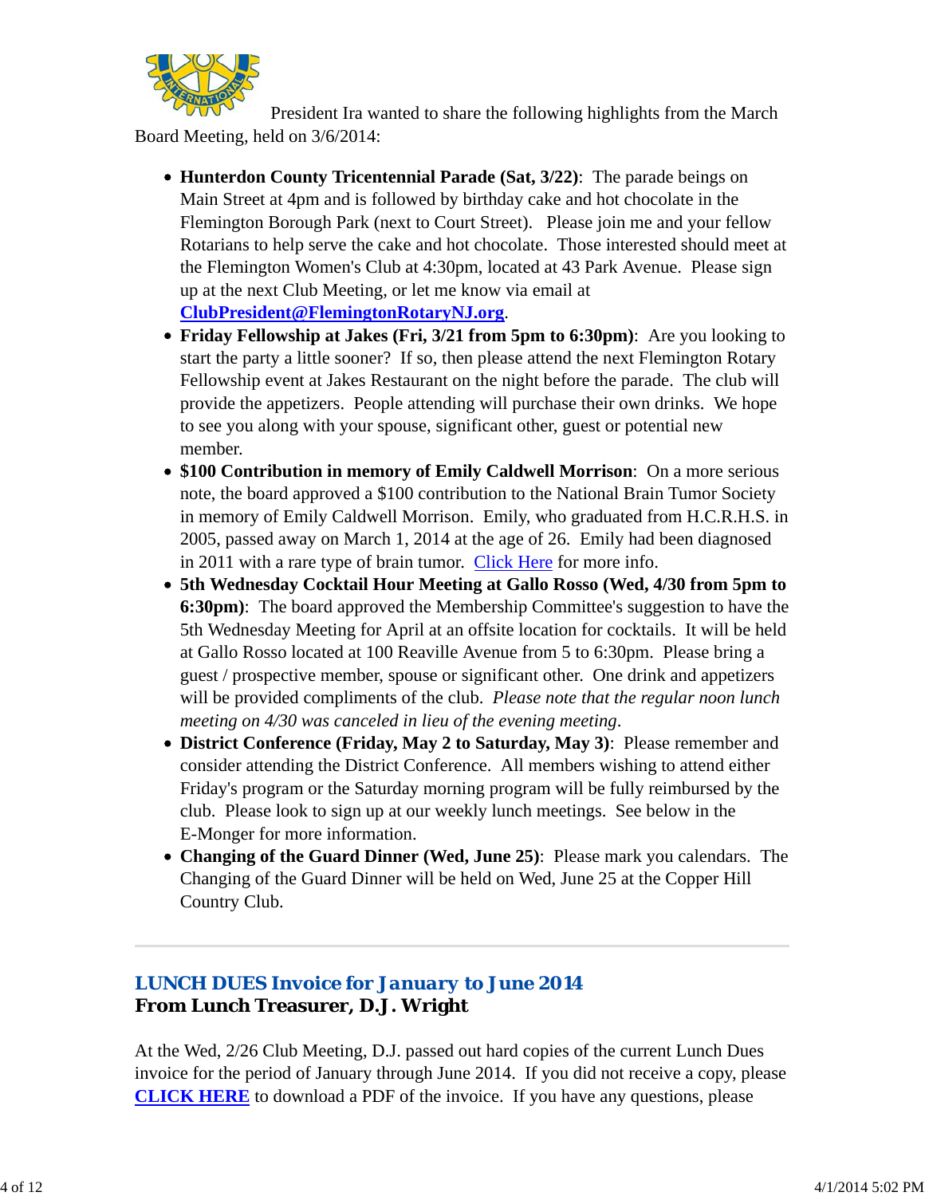President Ira wanted to share the following highlights from the March Board Meeting, held on 3/6/2014:

- **Hunterdon County Tricentennial Parade (Sat, 3/22)**: The parade beings on Main Street at 4pm and is followed by birthday cake and hot chocolate in the Flemington Borough Park (next to Court Street). Please join me and your fellow Rotarians to help serve the cake and hot chocolate. Those interested should meet at the Flemington Women's Club at 4:30pm, located at 43 Park Avenue. Please sign up at the next Club Meeting, or let me know via email at **ClubPresident@FlemingtonRotaryNJ.org**.
- **Friday Fellowship at Jakes (Fri, 3/21 from 5pm to 6:30pm)**: Are you looking to start the party a little sooner? If so, then please attend the next Flemington Rotary Fellowship event at Jakes Restaurant on the night before the parade. The club will provide the appetizers. People attending will purchase their own drinks. We hope to see you along with your spouse, significant other, guest or potential new member.
- **$100 Contribution in memory of Emily Caldwell Morrison**: On a more serious note, the board approved a $100 contribution to the National Brain Tumor Society in memory of Emily Caldwell Morrison. Emily, who graduated from H.C.R.H.S. in 2005, passed away on March 1, 2014 at the age of 26. Emily had been diagnosed in 2011 with a rare type of brain tumor. Click Here for more info.
- **5th Wednesday Cocktail Hour Meeting at Gallo Rosso (Wed, 4/30 from 5pm to 6:30pm)**: The board approved the Membership Committee's suggestion to have the 5th Wednesday Meeting for April at an offsite location for cocktails. It will be held at Gallo Rosso located at 100 Reaville Avenue from 5 to 6:30pm. Please bring a guest / prospective member, spouse or significant other. One drink and appetizers will be provided compliments of the club. *Please note that the regular noon lunch meeting on 4/30 was canceled in lieu of the evening meeting*.
- **District Conference (Friday, May 2 to Saturday, May 3)**: Please remember and consider attending the District Conference. All members wishing to attend either Friday's program or the Saturday morning program will be fully reimbursed by the club. Please look to sign up at our weekly lunch meetings. See below in the E-Monger for more information.
- **Changing of the Guard Dinner (Wed, June 25)**: Please mark you calendars. The Changing of the Guard Dinner will be held on Wed, June 25 at the Copper Hill Country Club.

---

## LUNCH DUES Invoice for January to June 2014

### From Lunch Treasurer, D.J. Wright

At the Wed, 2/26 Club Meeting, D.J. passed out hard copies of the current Lunch Dues invoice for the period of January through June 2014. If you did not receive a copy, please **CLICK HERE** to download a PDF of the invoice. If you have any questions, please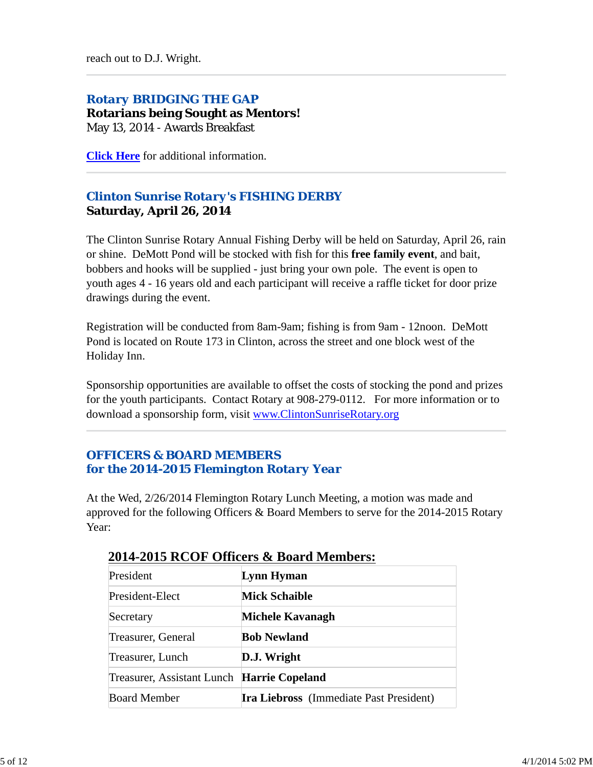reach out to D.J. Wright.

---

## Rotary BRIDGING THE GAP

**Rotarians being Sought as Mentors!**
May 13, 2014 - Awards Breakfast

**Click Here** for additional information.

---

## Clinton Sunrise Rotary's FISHING DERBY

**Saturday, April 26, 2014**

The Clinton Sunrise Rotary Annual Fishing Derby will be held on Saturday, April 26, rain or shine. DeMott Pond will be stocked with fish for this **free family event**, and bait, bobbers and hooks will be supplied - just bring your own pole. The event is open to youth ages 4 - 16 years old and each participant will receive a raffle ticket for door prize drawings during the event.

Registration will be conducted from 8am-9am; fishing is from 9am - 12noon. DeMott Pond is located on Route 173 in Clinton, across the street and one block west of the Holiday Inn.

Sponsorship opportunities are available to offset the costs of stocking the pond and prizes for the youth participants. Contact Rotary at 908-279-0112. For more information or to download a sponsorship form, visit www.ClintonSunriseRotary.org

---

## OFFICERS & BOARD MEMBERS for the 2014-2015 Flemington Rotary Year

At the Wed, 2/26/2014 Flemington Rotary Lunch Meeting, a motion was made and approved for the following Officers & Board Members to serve for the 2014-2015 Rotary Year:

**2014-2015 RCOF Officers & Board Members:**

| | |
|---|---|
| President | **Lynn Hyman** |
| President-Elect | **Mick Schaible** |
| Secretary | **Michele Kavanagh** |
| Treasurer, General | **Bob Newland** |
| Treasurer, Lunch | **D.J. Wright** |
| Treasurer, Assistant Lunch | **Harrie Copeland** |
| Board Member | **Ira Liebross** (Immediate Past President) |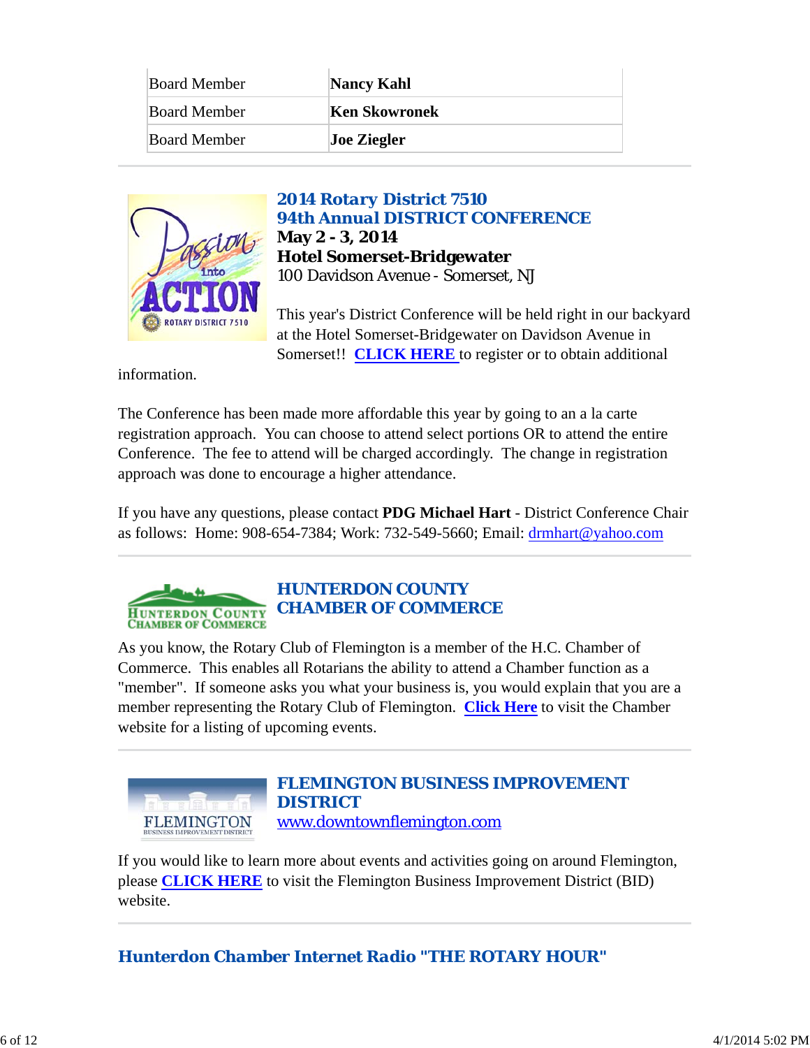| | |
|---|---|
| Board Member | **Nancy Kahl** |
| Board Member | **Ken Skowronek** |
| Board Member | **Joe Ziegler** |

## 2014 Rotary District 7510
## 94th Annual DISTRICT CONFERENCE

**May 2 - 3, 2014**
**Hotel Somerset-Bridgewater**
100 Davidson Avenue - Somerset, NJ

This year's District Conference will be held right in our backyard at the Hotel Somerset-Bridgewater on Davidson Avenue in Somerset!! **CLICK HERE** to register or to obtain additional information.

The Conference has been made more affordable this year by going to an a la carte registration approach. You can choose to attend select portions OR to attend the entire Conference. The fee to attend will be charged accordingly. The change in registration approach was done to encourage a higher attendance.

If you have any questions, please contact **PDG Michael Hart** - District Conference Chair as follows: Home: 908-654-7384; Work: 732-549-5660; Email: drmhart@yahoo.com

## HUNTERDON COUNTY CHAMBER OF COMMERCE

As you know, the Rotary Club of Flemington is a member of the H.C. Chamber of Commerce. This enables all Rotarians the ability to attend a Chamber function as a "member". If someone asks you what your business is, you would explain that you are a member representing the Rotary Club of Flemington. **Click Here** to visit the Chamber website for a listing of upcoming events.

## FLEMINGTON BUSINESS IMPROVEMENT DISTRICT

www.downtownflemington.com

If you would like to learn more about events and activities going on around Flemington, please **CLICK HERE** to visit the Flemington Business Improvement District (BID) website.

## Hunterdon Chamber Internet Radio "THE ROTARY HOUR"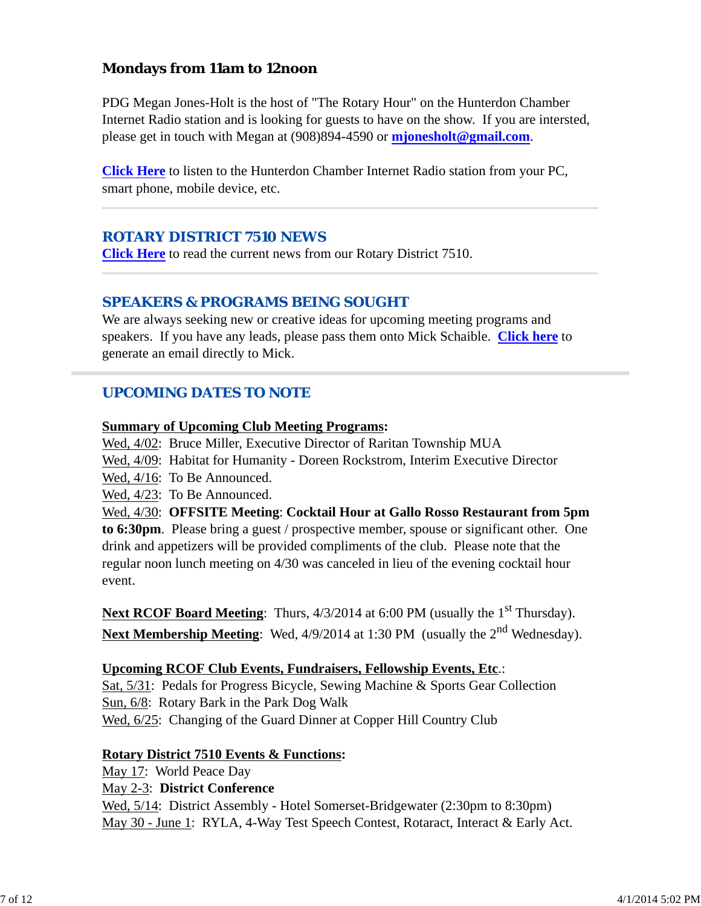### Mondays from 11am to 12noon

PDG Megan Jones-Holt is the host of "The Rotary Hour" on the Hunterdon Chamber Internet Radio station and is looking for guests to have on the show. If you are intersted, please get in touch with Megan at (908)894-4590 or **mjonesholt@gmail.com**.

**Click Here** to listen to the Hunterdon Chamber Internet Radio station from your PC, smart phone, mobile device, etc.

---

## ROTARY DISTRICT 7510 NEWS

**Click Here** to read the current news from our Rotary District 7510.

---

## SPEAKERS & PROGRAMS BEING SOUGHT

We are always seeking new or creative ideas for upcoming meeting programs and speakers. If you have any leads, please pass them onto Mick Schaible. **Click here** to generate an email directly to Mick.

---

## UPCOMING DATES TO NOTE

**Summary of Upcoming Club Meeting Programs:**
Wed, 4/02: Bruce Miller, Executive Director of Raritan Township MUA
Wed, 4/09: Habitat for Humanity - Doreen Rockstrom, Interim Executive Director
Wed, 4/16: To Be Announced.
Wed, 4/23: To Be Announced.
Wed, 4/30: **OFFSITE Meeting**: **Cocktail Hour at Gallo Rosso Restaurant from 5pm to 6:30pm**. Please bring a guest / prospective member, spouse or significant other. One drink and appetizers will be provided compliments of the club. Please note that the regular noon lunch meeting on 4/30 was canceled in lieu of the evening cocktail hour event.

**Next RCOF Board Meeting**: Thurs, 4/3/2014 at 6:00 PM (usually the 1st Thursday).
**Next Membership Meeting**: Wed, 4/9/2014 at 1:30 PM (usually the 2nd Wednesday).

**Upcoming RCOF Club Events, Fundraisers, Fellowship Events, Etc.**:
Sat, 5/31: Pedals for Progress Bicycle, Sewing Machine & Sports Gear Collection
Sun, 6/8: Rotary Bark in the Park Dog Walk
Wed, 6/25: Changing of the Guard Dinner at Copper Hill Country Club

**Rotary District 7510 Events & Functions:**
May 17: World Peace Day
May 2-3: **District Conference**
Wed, 5/14: District Assembly - Hotel Somerset-Bridgewater (2:30pm to 8:30pm)
May 30 - June 1: RYLA, 4-Way Test Speech Contest, Rotaract, Interact & Early Act.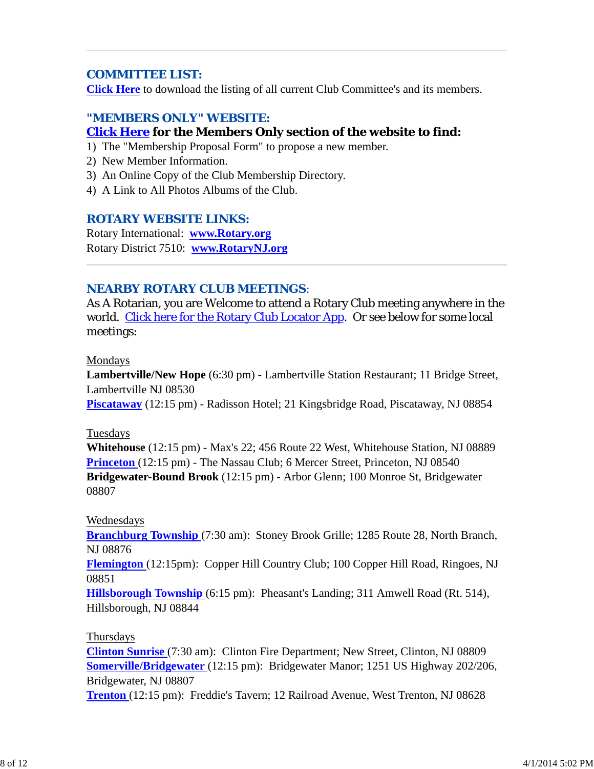## COMMITTEE LIST:

**Click Here** to download the listing of all current Club Committee's and its members.

## "MEMBERS ONLY" WEBSITE:

**Click Here for the Members Only section of the website to find:**

1) The "Membership Proposal Form" to propose a new member.
2) New Member Information.
3) An Online Copy of the Club Membership Directory.
4) A Link to All Photos Albums of the Club.

## ROTARY WEBSITE LINKS:

Rotary International: **www.Rotary.org**
Rotary District 7510: **www.RotaryNJ.org**

## NEARBY ROTARY CLUB MEETINGS:

As A Rotarian, you are Welcome to attend a Rotary Club meeting anywhere in the world. Click here for the Rotary Club Locator App. Or see below for some local meetings:

Mondays

**Lambertville/New Hope** (6:30 pm) - Lambertville Station Restaurant; 11 Bridge Street, Lambertville NJ 08530
**Piscataway** (12:15 pm) - Radisson Hotel; 21 Kingsbridge Road, Piscataway, NJ 08854

Tuesdays

**Whitehouse** (12:15 pm) - Max's 22; 456 Route 22 West, Whitehouse Station, NJ 08889
**Princeton** (12:15 pm) - The Nassau Club; 6 Mercer Street, Princeton, NJ 08540
**Bridgewater-Bound Brook** (12:15 pm) - Arbor Glenn; 100 Monroe St, Bridgewater 08807

Wednesdays

**Branchburg Township** (7:30 am): Stoney Brook Grille; 1285 Route 28, North Branch, NJ 08876
**Flemington** (12:15pm): Copper Hill Country Club; 100 Copper Hill Road, Ringoes, NJ 08851
**Hillsborough Township** (6:15 pm): Pheasant's Landing; 311 Amwell Road (Rt. 514), Hillsborough, NJ 08844

Thursdays

**Clinton Sunrise** (7:30 am): Clinton Fire Department; New Street, Clinton, NJ 08809
**Somerville/Bridgewater** (12:15 pm): Bridgewater Manor; 1251 US Highway 202/206, Bridgewater, NJ 08807
**Trenton** (12:15 pm): Freddie's Tavern; 12 Railroad Avenue, West Trenton, NJ 08628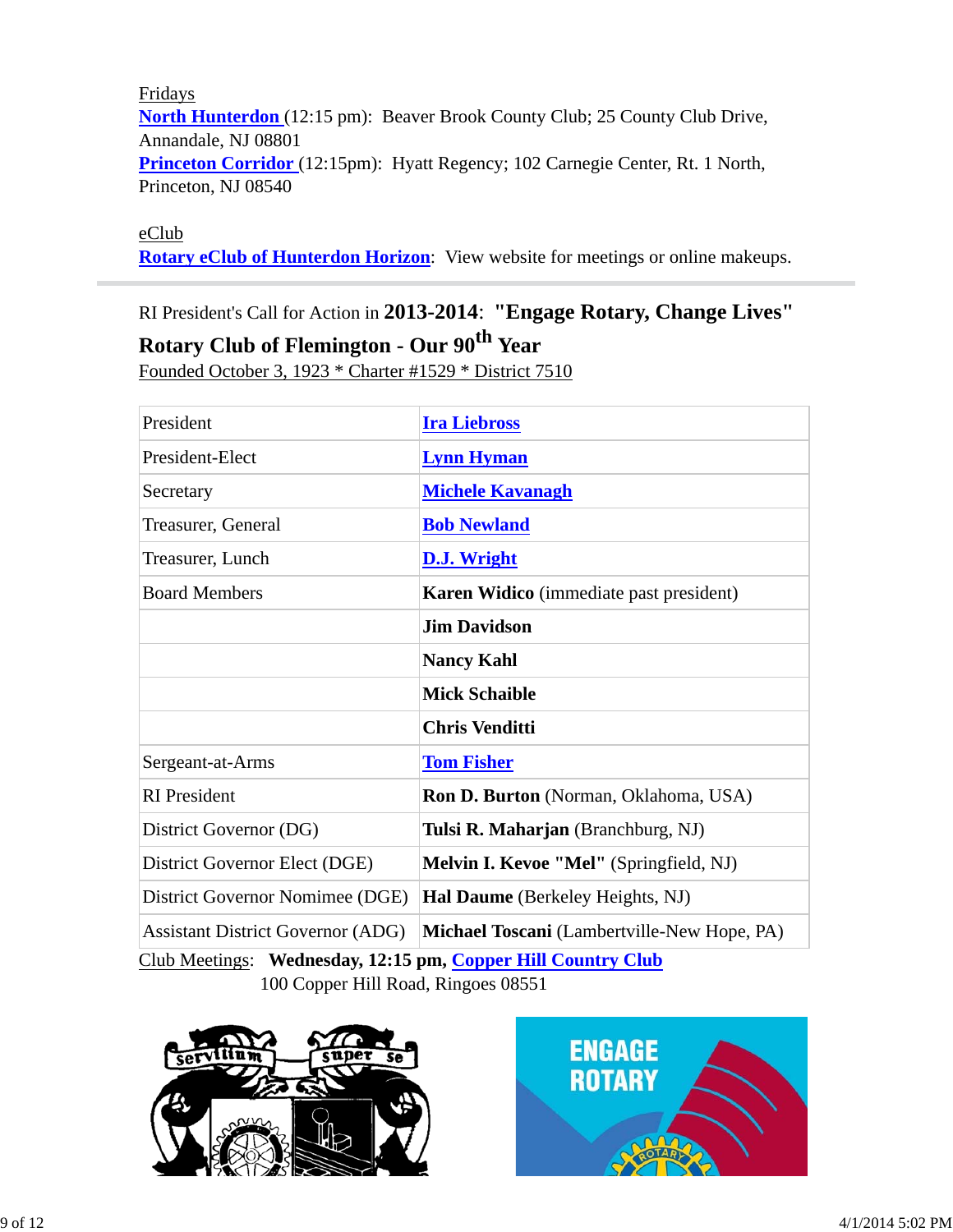Fridays

**North Hunterdon** (12:15 pm): Beaver Brook County Club; 25 County Club Drive, Annandale, NJ 08801

**Princeton Corridor** (12:15pm): Hyatt Regency; 102 Carnegie Center, Rt. 1 North, Princeton, NJ 08540

eClub

**Rotary eClub of Hunterdon Horizon**: View website for meetings or online makeups.

---

RI President's Call for Action in **2013-2014**: **"Engage Rotary, Change Lives"**

**Rotary Club of Flemington - Our 90th Year**

Founded October 3, 1923 * Charter #1529 * District 7510

| | |
|---|---|
| President | **Ira Liebross** |
| President-Elect | **Lynn Hyman** |
| Secretary | **Michele Kavanagh** |
| Treasurer, General | **Bob Newland** |
| Treasurer, Lunch | **D.J. Wright** |
| Board Members | **Karen Widico** (immediate past president) |
| | **Jim Davidson** |
| | **Nancy Kahl** |
| | **Mick Schaible** |
| | **Chris Venditti** |
| Sergeant-at-Arms | **Tom Fisher** |
| RI President | **Ron D. Burton** (Norman, Oklahoma, USA) |
| District Governor (DG) | **Tulsi R. Maharjan** (Branchburg, NJ) |
| District Governor Elect (DGE) | **Melvin I. Kevoe "Mel"** (Springfield, NJ) |
| District Governor Nomimee (DGE) | **Hal Daume** (Berkeley Heights, NJ) |
| Assistant District Governor (ADG) | **Michael Toscani** (Lambertville-New Hope, PA) |

Club Meetings: **Wednesday, 12:15 pm, Copper Hill Country Club**
100 Copper Hill Road, Ringoes 08551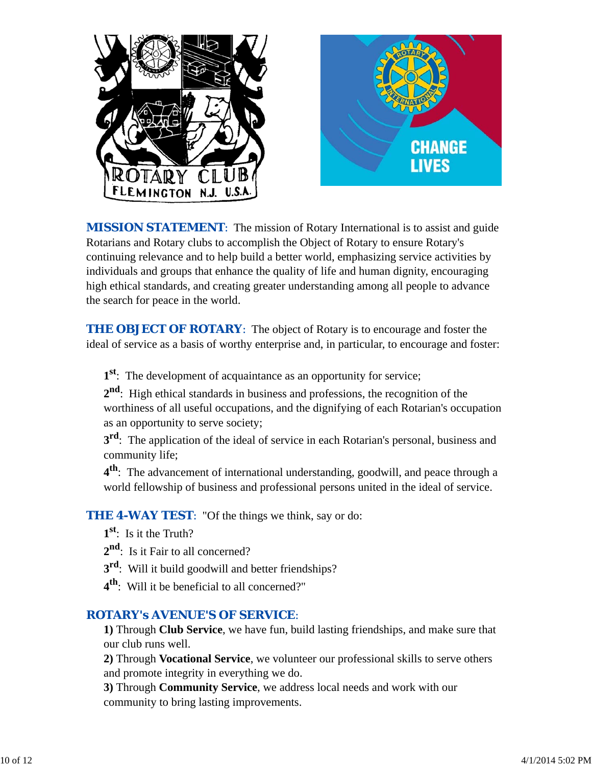**MISSION STATEMENT**: The mission of Rotary International is to assist and guide Rotarians and Rotary clubs to accomplish the Object of Rotary to ensure Rotary's continuing relevance and to help build a better world, emphasizing service activities by individuals and groups that enhance the quality of life and human dignity, encouraging high ethical standards, and creating greater understanding among all people to advance the search for peace in the world.

**THE OBJECT OF ROTARY**: The object of Rotary is to encourage and foster the ideal of service as a basis of worthy enterprise and, in particular, to encourage and foster:

**1st**: The development of acquaintance as an opportunity for service;

**2nd**: High ethical standards in business and professions, the recognition of the worthiness of all useful occupations, and the dignifying of each Rotarian's occupation as an opportunity to serve society;

**3rd**: The application of the ideal of service in each Rotarian's personal, business and community life;

**4th**: The advancement of international understanding, goodwill, and peace through a world fellowship of business and professional persons united in the ideal of service.

**THE 4-WAY TEST**: "Of the things we think, say or do:

**1st**: Is it the Truth?

**2nd**: Is it Fair to all concerned?

**3rd**: Will it build goodwill and better friendships?

**4th**: Will it be beneficial to all concerned?"

**ROTARY's AVENUE'S OF SERVICE**:

**1)** Through **Club Service**, we have fun, build lasting friendships, and make sure that our club runs well.

**2)** Through **Vocational Service**, we volunteer our professional skills to serve others and promote integrity in everything we do.

**3)** Through **Community Service**, we address local needs and work with our community to bring lasting improvements.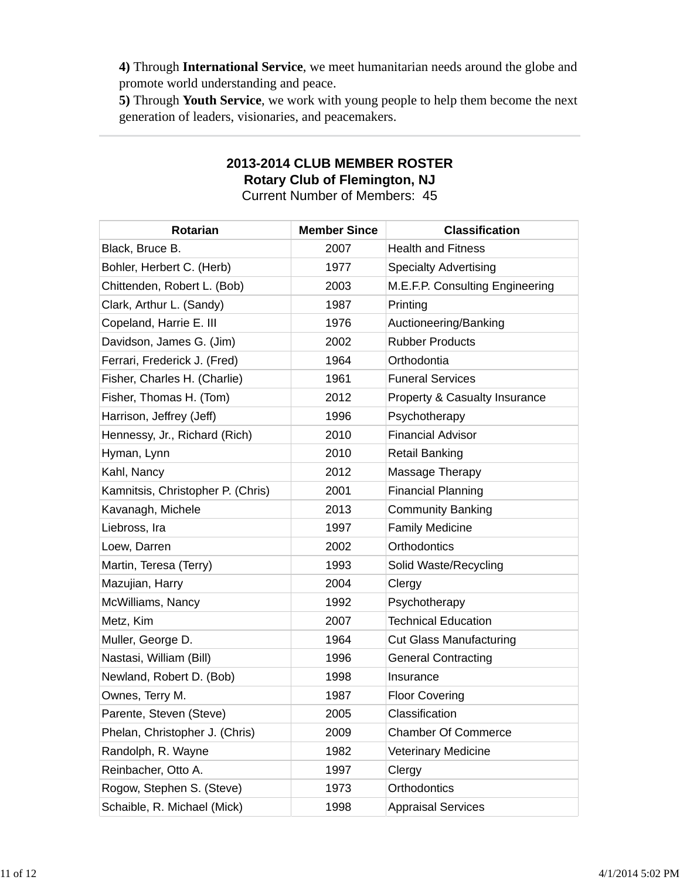**4)** Through **International Service**, we meet humanitarian needs around the globe and promote world understanding and peace.
**5)** Through **Youth Service**, we work with young people to help them become the next generation of leaders, visionaries, and peacemakers.

---

## 2013-2014 CLUB MEMBER ROSTER
## Rotary Club of Flemington, NJ
Current Number of Members: 45

| Rotarian | Member Since | Classification |
|---|---|---|
| Black, Bruce B. | 2007 | Health and Fitness |
| Bohler, Herbert C. (Herb) | 1977 | Specialty Advertising |
| Chittenden, Robert L. (Bob) | 2003 | M.E.F.P. Consulting Engineering |
| Clark, Arthur L. (Sandy) | 1987 | Printing |
| Copeland, Harrie E. III | 1976 | Auctioneering/Banking |
| Davidson, James G. (Jim) | 2002 | Rubber Products |
| Ferrari, Frederick J. (Fred) | 1964 | Orthodontia |
| Fisher, Charles H. (Charlie) | 1961 | Funeral Services |
| Fisher, Thomas H. (Tom) | 2012 | Property & Casualty Insurance |
| Harrison, Jeffrey (Jeff) | 1996 | Psychotherapy |
| Hennessy, Jr., Richard (Rich) | 2010 | Financial Advisor |
| Hyman, Lynn | 2010 | Retail Banking |
| Kahl, Nancy | 2012 | Massage Therapy |
| Kamnitsis, Christopher P. (Chris) | 2001 | Financial Planning |
| Kavanagh, Michele | 2013 | Community Banking |
| Liebross, Ira | 1997 | Family Medicine |
| Loew, Darren | 2002 | Orthodontics |
| Martin, Teresa (Terry) | 1993 | Solid Waste/Recycling |
| Mazujian, Harry | 2004 | Clergy |
| McWilliams, Nancy | 1992 | Psychotherapy |
| Metz, Kim | 2007 | Technical Education |
| Muller, George D. | 1964 | Cut Glass Manufacturing |
| Nastasi, William (Bill) | 1996 | General Contracting |
| Newland, Robert D. (Bob) | 1998 | Insurance |
| Ownes, Terry M. | 1987 | Floor Covering |
| Parente, Steven (Steve) | 2005 | Classification |
| Phelan, Christopher J. (Chris) | 2009 | Chamber Of Commerce |
| Randolph, R. Wayne | 1982 | Veterinary Medicine |
| Reinbacher, Otto A. | 1997 | Clergy |
| Rogow, Stephen S. (Steve) | 1973 | Orthodontics |
| Schaible, R. Michael (Mick) | 1998 | Appraisal Services |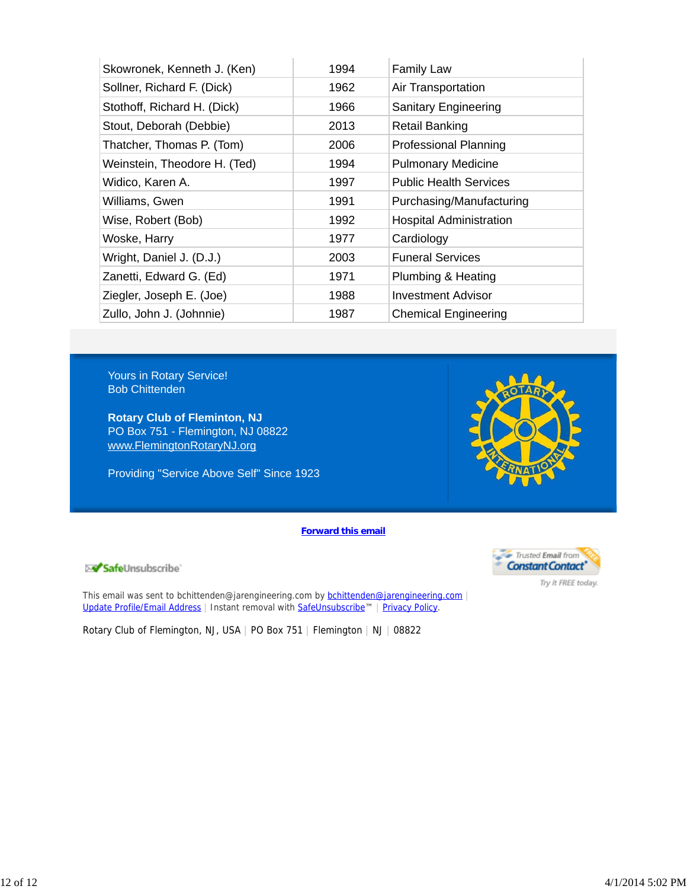| | | |
|---|---|---|
| Skowronek, Kenneth J. (Ken) | 1994 | Family Law |
| Sollner, Richard F. (Dick) | 1962 | Air Transportation |
| Stothoff, Richard H. (Dick) | 1966 | Sanitary Engineering |
| Stout, Deborah (Debbie) | 2013 | Retail Banking |
| Thatcher, Thomas P. (Tom) | 2006 | Professional Planning |
| Weinstein, Theodore H. (Ted) | 1994 | Pulmonary Medicine |
| Widico, Karen A. | 1997 | Public Health Services |
| Williams, Gwen | 1991 | Purchasing/Manufacturing |
| Wise, Robert (Bob) | 1992 | Hospital Administration |
| Woske, Harry | 1977 | Cardiology |
| Wright, Daniel J. (D.J.) | 2003 | Funeral Services |
| Zanetti, Edward G. (Ed) | 1971 | Plumbing & Heating |
| Ziegler, Joseph E. (Joe) | 1988 | Investment Advisor |
| Zullo, John J. (Johnnie) | 1987 | Chemical Engineering |

Yours in Rotary Service!
Bob Chittenden

**Rotary Club of Fleminton, NJ**
PO Box 751 - Flemington, NJ 08822
www.FlemingtonRotaryNJ.org

Providing "Service Above Self" Since 1923

**Forward this email**

SafeUnsubscribe

Trusted Email from Constant Contact — Try it FREE today.

This email was sent to bchittenden@jarengineering.com by bchittenden@jarengineering.com | Update Profile/Email Address | Instant removal with SafeUnsubscribe™ | Privacy Policy.

Rotary Club of Flemington, NJ, USA | PO Box 751 | Flemington | NJ | 08822